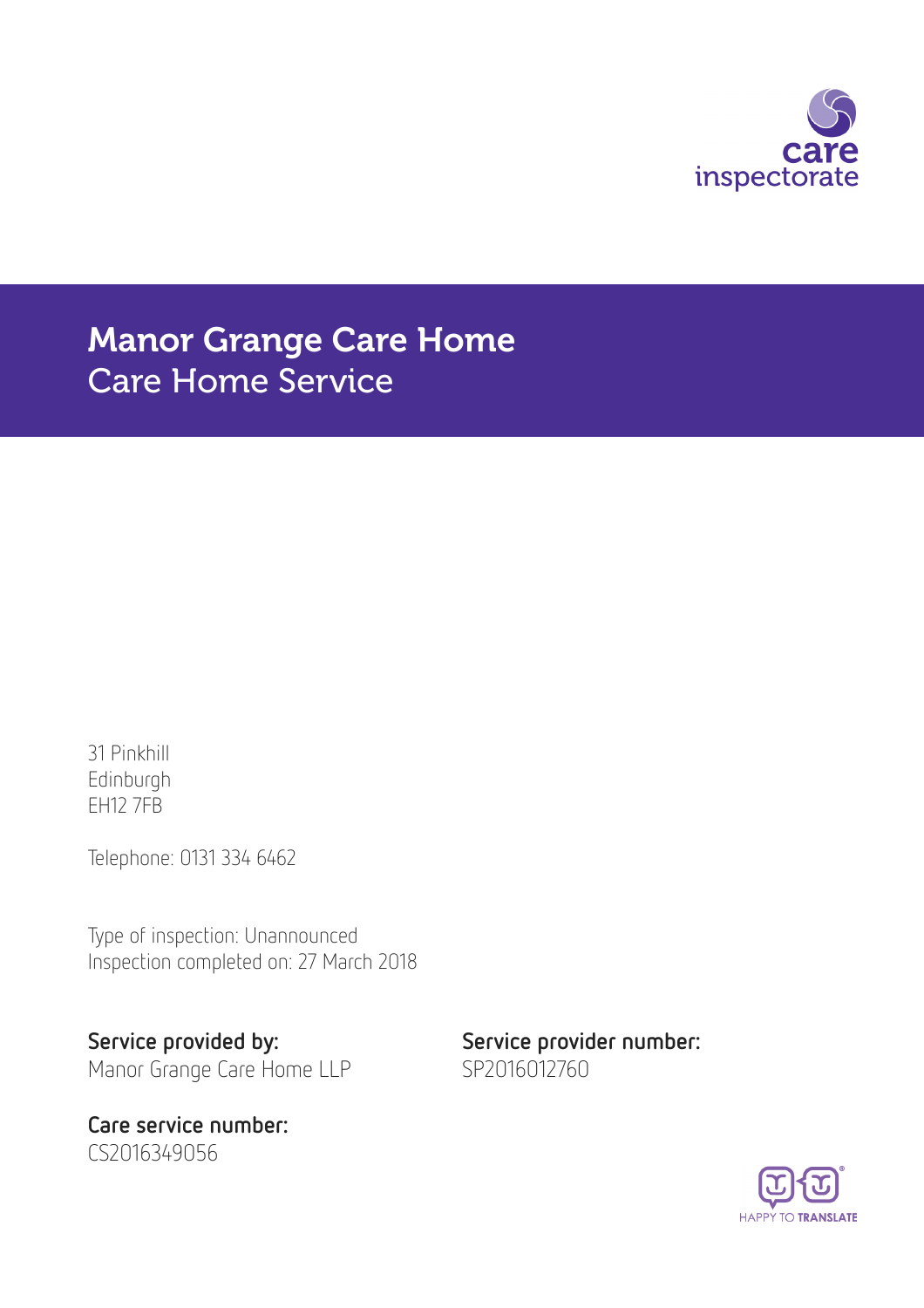care inspectorate

# Manor Grange Care Home
## Care Home Service

31 Pinkhill
Edinburgh
EH12 7FB

Telephone: 0131 334 6462

Type of inspection: Unannounced
Inspection completed on: 27 March 2018

**Service provided by:**
Manor Grange Care Home LLP

**Service provider number:**
SP2016012760

**Care service number:**
CS2016349056

HAPPY TO TRANSLATE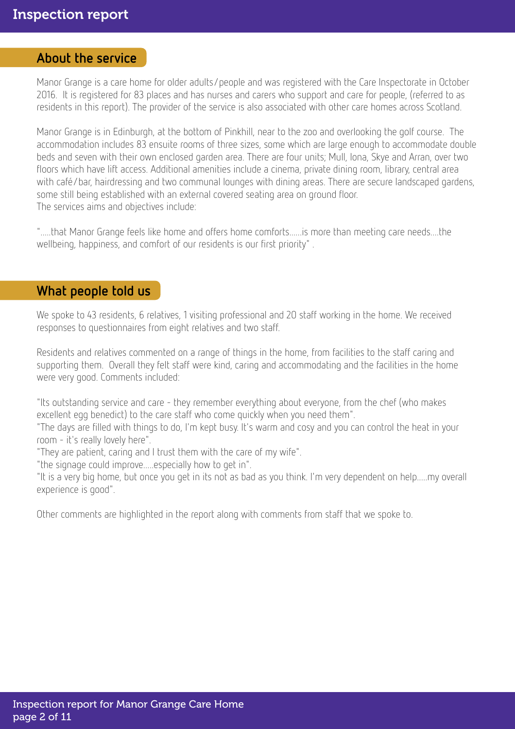## About the service

Manor Grange is a care home for older adults/people and was registered with the Care Inspectorate in October 2016. It is registered for 83 places and has nurses and carers who support and care for people, (referred to as residents in this report). The provider of the service is also associated with other care homes across Scotland.

Manor Grange is in Edinburgh, at the bottom of Pinkhill, near to the zoo and overlooking the golf course. The accommodation includes 83 ensuite rooms of three sizes, some which are large enough to accommodate double beds and seven with their own enclosed garden area. There are four units; Mull, Iona, Skye and Arran, over two floors which have lift access. Additional amenities include a cinema, private dining room, library, central area with café/bar, hairdressing and two communal lounges with dining areas. There are secure landscaped gardens, some still being established with an external covered seating area on ground floor.
The services aims and objectives include:

".....that Manor Grange feels like home and offers home comforts......is more than meeting care needs....the wellbeing, happiness, and comfort of our residents is our first priority" .

## What people told us

We spoke to 43 residents, 6 relatives, 1 visiting professional and 20 staff working in the home. We received responses to questionnaires from eight relatives and two staff.

Residents and relatives commented on a range of things in the home, from facilities to the staff caring and supporting them. Overall they felt staff were kind, caring and accommodating and the facilities in the home were very good. Comments included:

"Its outstanding service and care - they remember everything about everyone, from the chef (who makes excellent egg benedict) to the care staff who come quickly when you need them".
"The days are filled with things to do, I'm kept busy. It's warm and cosy and you can control the heat in your room - it's really lovely here".
"They are patient, caring and I trust them with the care of my wife".
"the signage could improve.....especially how to get in".
"It is a very big home, but once you get in its not as bad as you think. I'm very dependent on help.....my overall experience is good".

Other comments are highlighted in the report along with comments from staff that we spoke to.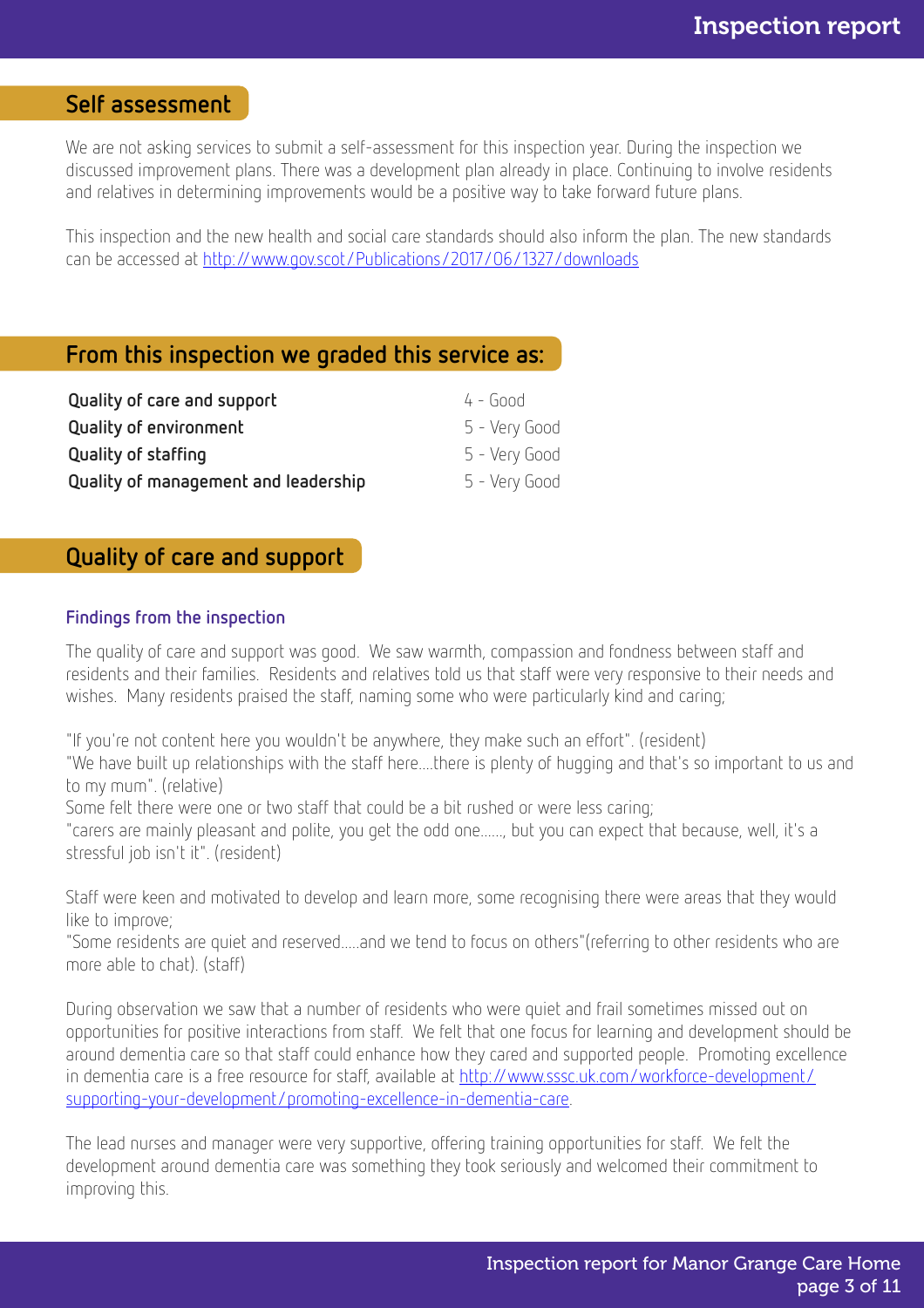## Self assessment

We are not asking services to submit a self-assessment for this inspection year. During the inspection we discussed improvement plans. There was a development plan already in place. Continuing to involve residents and relatives in determining improvements would be a positive way to take forward future plans.

This inspection and the new health and social care standards should also inform the plan. The new standards can be accessed at http://www.gov.scot/Publications/2017/06/1327/downloads

## From this inspection we graded this service as:

| | |
|---|---|
| **Quality of care and support** | 4 - Good |
| **Quality of environment** | 5 - Very Good |
| **Quality of staffing** | 5 - Very Good |
| **Quality of management and leadership** | 5 - Very Good |

## Quality of care and support

### Findings from the inspection

The quality of care and support was good. We saw warmth, compassion and fondness between staff and residents and their families. Residents and relatives told us that staff were very responsive to their needs and wishes. Many residents praised the staff, naming some who were particularly kind and caring;

"If you're not content here you wouldn't be anywhere, they make such an effort". (resident)
"We have built up relationships with the staff here....there is plenty of hugging and that's so important to us and to my mum". (relative)
Some felt there were one or two staff that could be a bit rushed or were less caring;
"carers are mainly pleasant and polite, you get the odd one......, but you can expect that because, well, it's a stressful job isn't it". (resident)

Staff were keen and motivated to develop and learn more, some recognising there were areas that they would like to improve;
"Some residents are quiet and reserved.....and we tend to focus on others"(referring to other residents who are more able to chat). (staff)

During observation we saw that a number of residents who were quiet and frail sometimes missed out on opportunities for positive interactions from staff. We felt that one focus for learning and development should be around dementia care so that staff could enhance how they cared and supported people. Promoting excellence in dementia care is a free resource for staff, available at http://www.sssc.uk.com/workforce-development/supporting-your-development/promoting-excellence-in-dementia-care.

The lead nurses and manager were very supportive, offering training opportunities for staff. We felt the development around dementia care was something they took seriously and welcomed their commitment to improving this.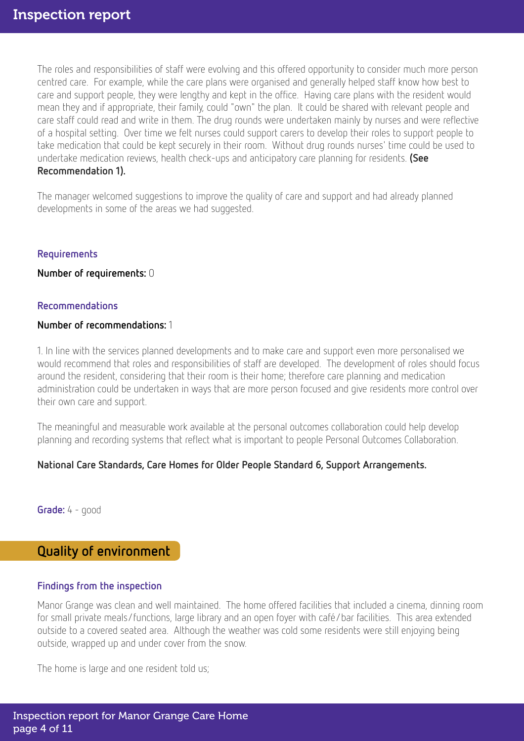The roles and responsibilities of staff were evolving and this offered opportunity to consider much more person centred care. For example, while the care plans were organised and generally helped staff know how best to care and support people, they were lengthy and kept in the office. Having care plans with the resident would mean they and if appropriate, their family, could "own" the plan. It could be shared with relevant people and care staff could read and write in them. The drug rounds were undertaken mainly by nurses and were reflective of a hospital setting. Over time we felt nurses could support carers to develop their roles to support people to take medication that could be kept securely in their room. Without drug rounds nurses' time could be used to undertake medication reviews, health check-ups and anticipatory care planning for residents. **(See Recommendation 1).**

The manager welcomed suggestions to improve the quality of care and support and had already planned developments in some of the areas we had suggested.

### Requirements

**Number of requirements:** 0

### Recommendations

**Number of recommendations:** 1

1. In line with the services planned developments and to make care and support even more personalised we would recommend that roles and responsibilities of staff are developed. The development of roles should focus around the resident, considering that their room is their home; therefore care planning and medication administration could be undertaken in ways that are more person focused and give residents more control over their own care and support.

The meaningful and measurable work available at the personal outcomes collaboration could help develop planning and recording systems that reflect what is important to people Personal Outcomes Collaboration.

**National Care Standards, Care Homes for Older People Standard 6, Support Arrangements.**

**Grade:** 4 - good

## Quality of environment

### Findings from the inspection

Manor Grange was clean and well maintained. The home offered facilities that included a cinema, dinning room for small private meals/functions, large library and an open foyer with café/bar facilities. This area extended outside to a covered seated area. Although the weather was cold some residents were still enjoying being outside, wrapped up and under cover from the snow.

The home is large and one resident told us;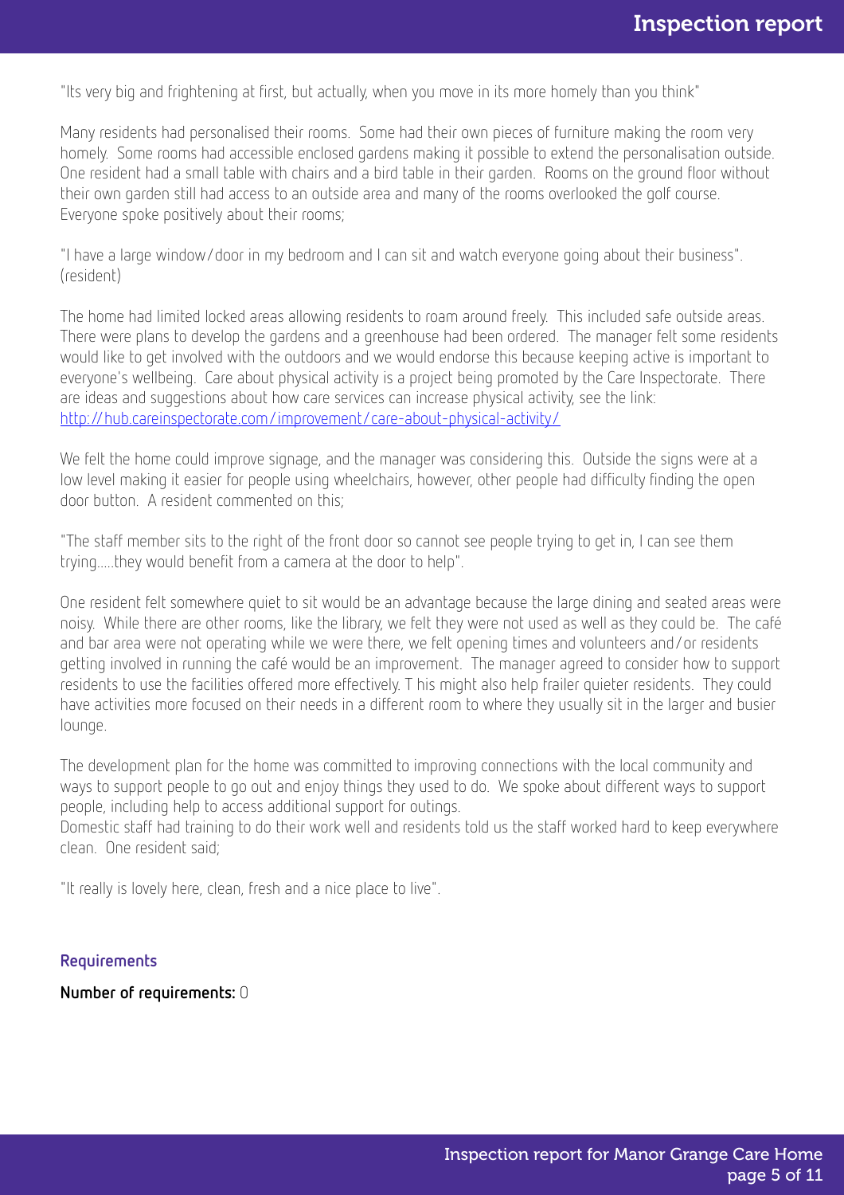"Its very big and frightening at first, but actually, when you move in its more homely than you think"

Many residents had personalised their rooms. Some had their own pieces of furniture making the room very homely. Some rooms had accessible enclosed gardens making it possible to extend the personalisation outside. One resident had a small table with chairs and a bird table in their garden. Rooms on the ground floor without their own garden still had access to an outside area and many of the rooms overlooked the golf course. Everyone spoke positively about their rooms;

"I have a large window/door in my bedroom and I can sit and watch everyone going about their business". (resident)

The home had limited locked areas allowing residents to roam around freely. This included safe outside areas. There were plans to develop the gardens and a greenhouse had been ordered. The manager felt some residents would like to get involved with the outdoors and we would endorse this because keeping active is important to everyone's wellbeing. Care about physical activity is a project being promoted by the Care Inspectorate. There are ideas and suggestions about how care services can increase physical activity, see the link: [http://hub.careinspectorate.com/improvement/care-about-physical-activity/](http://hub.careinspectorate.com/improvement/care-about-physical-activity/)

We felt the home could improve signage, and the manager was considering this. Outside the signs were at a low level making it easier for people using wheelchairs, however, other people had difficulty finding the open door button. A resident commented on this;

"The staff member sits to the right of the front door so cannot see people trying to get in, I can see them trying.....they would benefit from a camera at the door to help".

One resident felt somewhere quiet to sit would be an advantage because the large dining and seated areas were noisy. While there are other rooms, like the library, we felt they were not used as well as they could be. The café and bar area were not operating while we were there, we felt opening times and volunteers and/or residents getting involved in running the café would be an improvement. The manager agreed to consider how to support residents to use the facilities offered more effectively. T his might also help frailer quieter residents. They could have activities more focused on their needs in a different room to where they usually sit in the larger and busier lounge.

The development plan for the home was committed to improving connections with the local community and ways to support people to go out and enjoy things they used to do. We spoke about different ways to support people, including help to access additional support for outings.
Domestic staff had training to do their work well and residents told us the staff worked hard to keep everywhere clean. One resident said;

"It really is lovely here, clean, fresh and a nice place to live".

### Requirements

**Number of requirements:** 0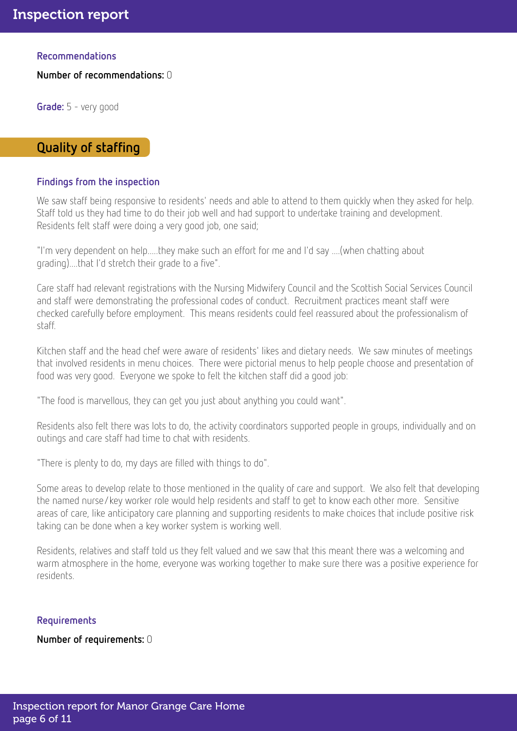### Recommendations

**Number of recommendations:** 0

**Grade:** 5 - very good

## Quality of staffing

### Findings from the inspection

We saw staff being responsive to residents' needs and able to attend to them quickly when they asked for help. Staff told us they had time to do their job well and had support to undertake training and development. Residents felt staff were doing a very good job, one said;

"I'm very dependent on help.....they make such an effort for me and I'd say ....(when chatting about grading)....that I'd stretch their grade to a five".

Care staff had relevant registrations with the Nursing Midwifery Council and the Scottish Social Services Council and staff were demonstrating the professional codes of conduct. Recruitment practices meant staff were checked carefully before employment. This means residents could feel reassured about the professionalism of staff.

Kitchen staff and the head chef were aware of residents' likes and dietary needs. We saw minutes of meetings that involved residents in menu choices. There were pictorial menus to help people choose and presentation of food was very good. Everyone we spoke to felt the kitchen staff did a good job:

"The food is marvellous, they can get you just about anything you could want".

Residents also felt there was lots to do, the activity coordinators supported people in groups, individually and on outings and care staff had time to chat with residents.

"There is plenty to do, my days are filled with things to do".

Some areas to develop relate to those mentioned in the quality of care and support. We also felt that developing the named nurse/key worker role would help residents and staff to get to know each other more. Sensitive areas of care, like anticipatory care planning and supporting residents to make choices that include positive risk taking can be done when a key worker system is working well.

Residents, relatives and staff told us they felt valued and we saw that this meant there was a welcoming and warm atmosphere in the home, everyone was working together to make sure there was a positive experience for residents.

### Requirements

**Number of requirements:** 0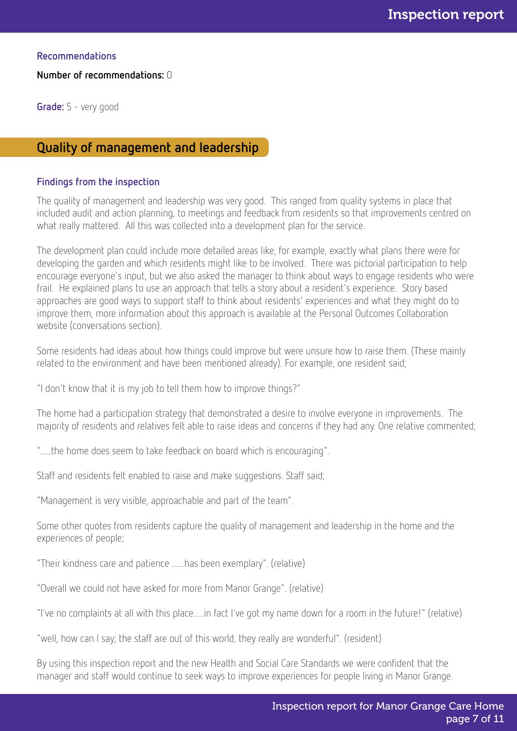### Recommendations

**Number of recommendations:** 0

**Grade:** 5 - very good

## Quality of management and leadership

### Findings from the inspection

The quality of management and leadership was very good. This ranged from quality systems in place that included audit and action planning, to meetings and feedback from residents so that improvements centred on what really mattered. All this was collected into a development plan for the service.

The development plan could include more detailed areas like, for example, exactly what plans there were for developing the garden and which residents might like to be involved. There was pictorial participation to help encourage everyone's input, but we also asked the manager to think about ways to engage residents who were frail. He explained plans to use an approach that tells a story about a resident's experience. Story based approaches are good ways to support staff to think about residents' experiences and what they might do to improve them, more information about this approach is available at the Personal Outcomes Collaboration website (conversations section).

Some residents had ideas about how things could improve but were unsure how to raise them. (These mainly related to the environment and have been mentioned already). For example, one resident said;

"I don't know that it is my job to tell them how to improve things?"

The home had a participation strategy that demonstrated a desire to involve everyone in improvements. The majority of residents and relatives felt able to raise ideas and concerns if they had any. One relative commented;

".....the home does seem to take feedback on board which is encouraging".

Staff and residents felt enabled to raise and make suggestions. Staff said;

"Management is very visible, approachable and part of the team".

Some other quotes from residents capture the quality of management and leadership in the home and the experiences of people;

"Their kindness care and patience ......has been exemplary". (relative)

"Overall we could not have asked for more from Manor Grange". (relative)

"I've no complaints at all with this place.....in fact I've got my name down for a room in the future!" (relative)

"well, how can I say; the staff are out of this world, they really are wonderful". (resident)

By using this inspection report and the new Health and Social Care Standards we were confident that the manager and staff would continue to seek ways to improve experiences for people living in Manor Grange.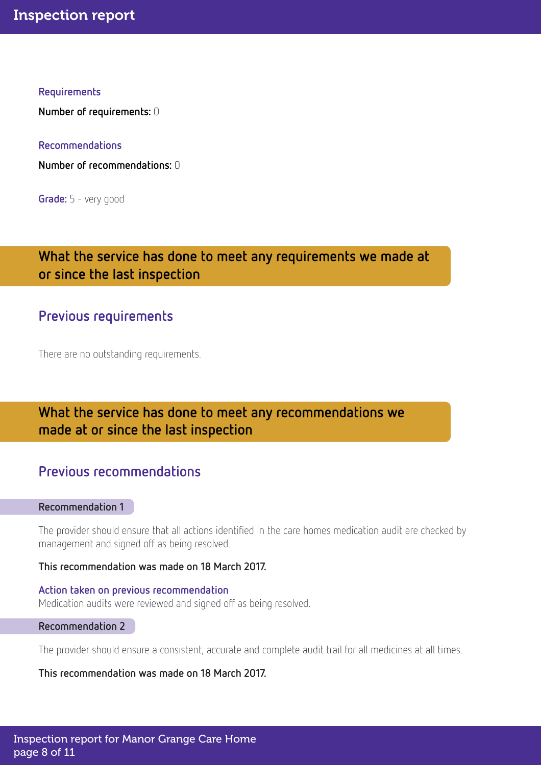### Requirements

**Number of requirements:** 0

### Recommendations

**Number of recommendations:** 0

**Grade:** 5 - very good

## What the service has done to meet any requirements we made at or since the last inspection

### Previous requirements

There are no outstanding requirements.

## What the service has done to meet any recommendations we made at or since the last inspection

### Previous recommendations

**Recommendation 1**

The provider should ensure that all actions identified in the care homes medication audit are checked by management and signed off as being resolved.

**This recommendation was made on 18 March 2017.**

**Action taken on previous recommendation**
Medication audits were reviewed and signed off as being resolved.

**Recommendation 2**

The provider should ensure a consistent, accurate and complete audit trail for all medicines at all times.

**This recommendation was made on 18 March 2017.**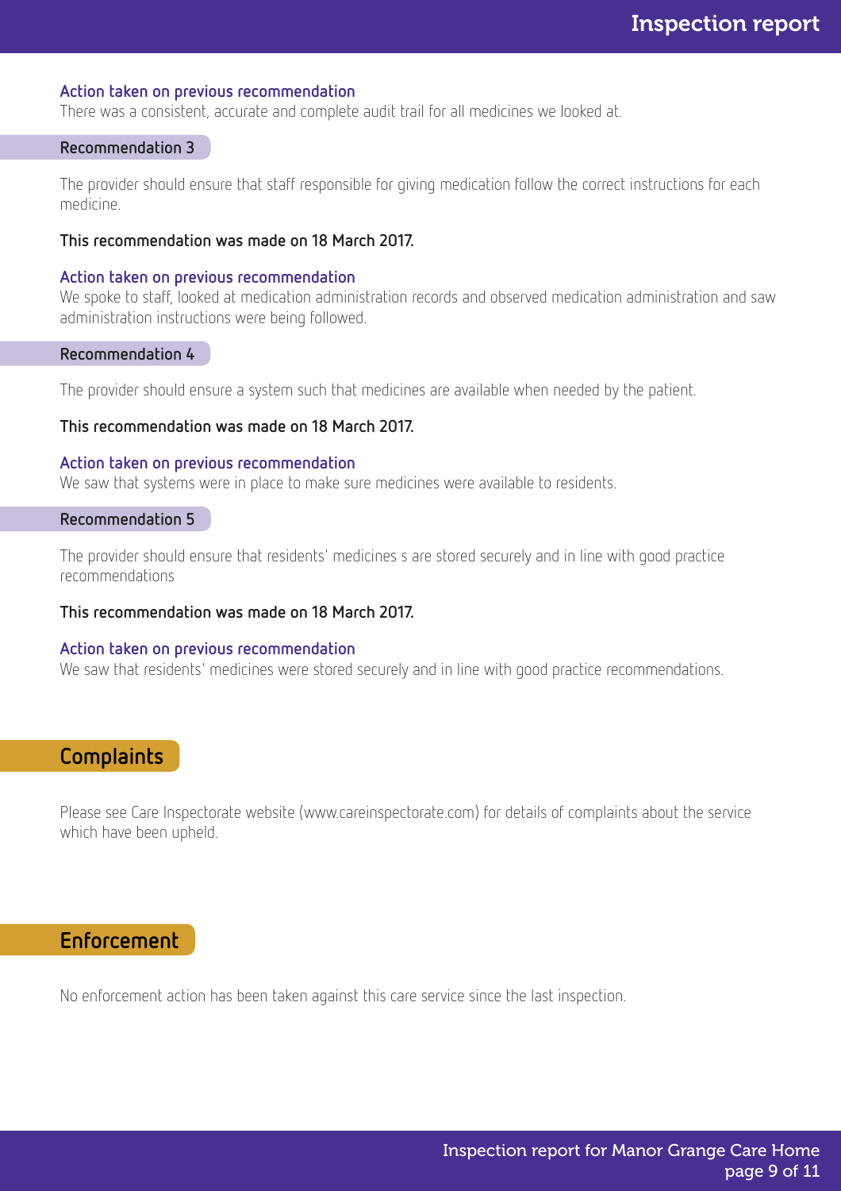#### Action taken on previous recommendation

There was a consistent, accurate and complete audit trail for all medicines we looked at.

### Recommendation 3

The provider should ensure that staff responsible for giving medication follow the correct instructions for each medicine.

**This recommendation was made on 18 March 2017.**

#### Action taken on previous recommendation

We spoke to staff, looked at medication administration records and observed medication administration and saw administration instructions were being followed.

### Recommendation 4

The provider should ensure a system such that medicines are available when needed by the patient.

**This recommendation was made on 18 March 2017.**

#### Action taken on previous recommendation

We saw that systems were in place to make sure medicines were available to residents.

### Recommendation 5

The provider should ensure that residents' medicines s are stored securely and in line with good practice recommendations

**This recommendation was made on 18 March 2017.**

#### Action taken on previous recommendation

We saw that residents' medicines were stored securely and in line with good practice recommendations.

## Complaints

Please see Care Inspectorate website (www.careinspectorate.com) for details of complaints about the service which have been upheld.

## Enforcement

No enforcement action has been taken against this care service since the last inspection.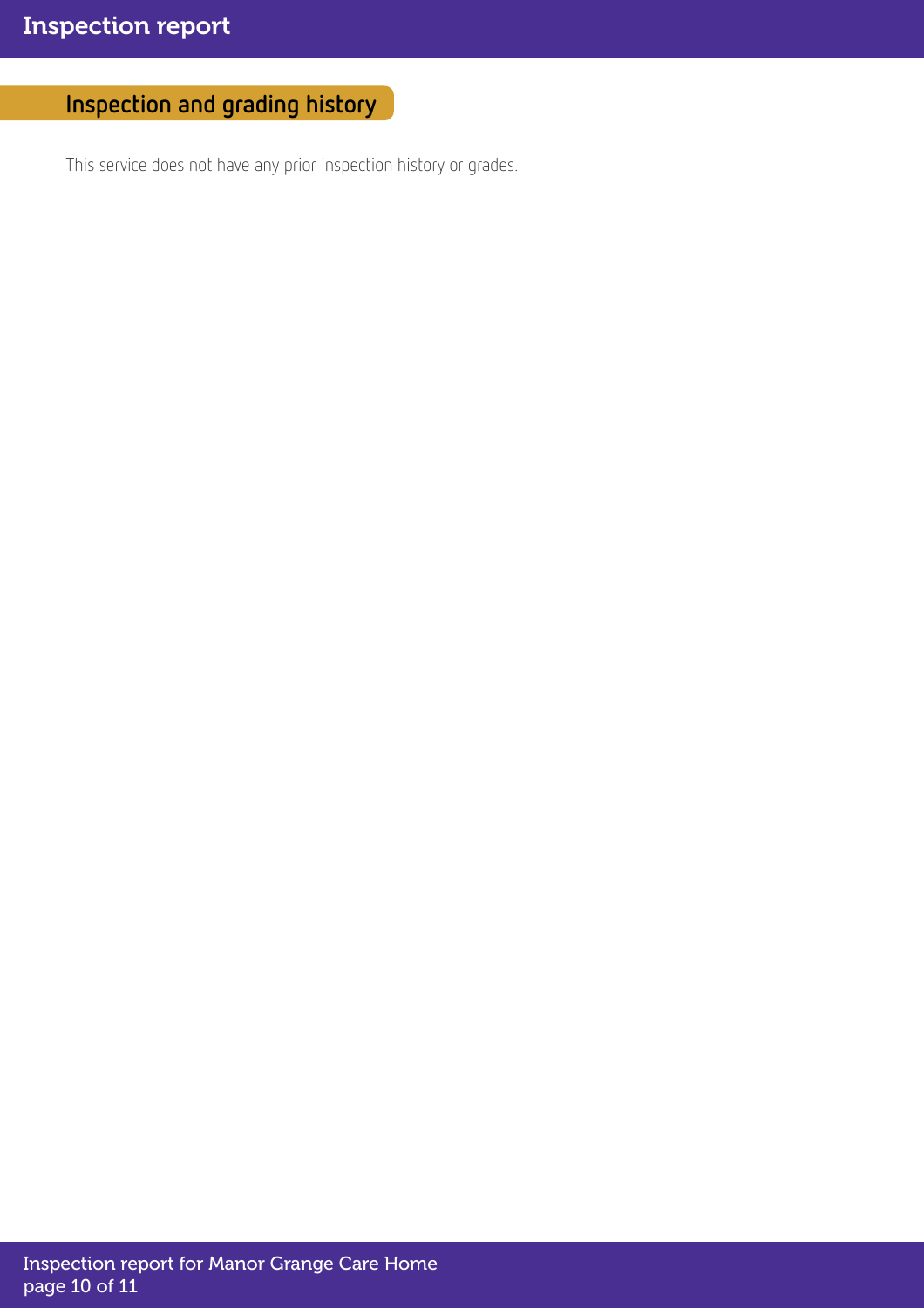## Inspection and grading history

This service does not have any prior inspection history or grades.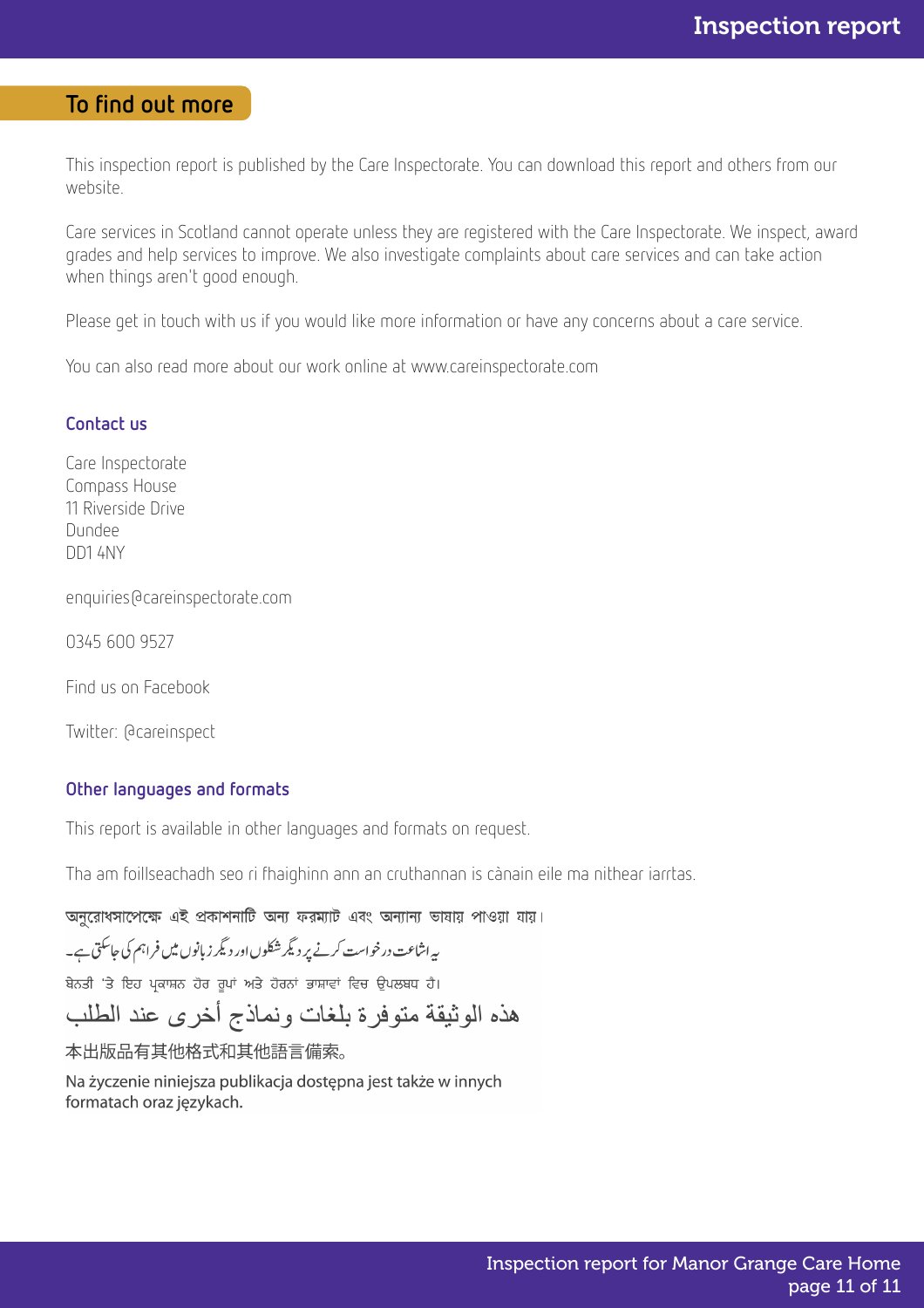## To find out more

This inspection report is published by the Care Inspectorate. You can download this report and others from our website.

Care services in Scotland cannot operate unless they are registered with the Care Inspectorate. We inspect, award grades and help services to improve. We also investigate complaints about care services and can take action when things aren't good enough.

Please get in touch with us if you would like more information or have any concerns about a care service.

You can also read more about our work online at www.careinspectorate.com

### Contact us

Care Inspectorate  
Compass House  
11 Riverside Drive  
Dundee  
DD1 4NY

enquiries@careinspectorate.com

0345 600 9527

Find us on Facebook

Twitter: @careinspect

### Other languages and formats

This report is available in other languages and formats on request.

Tha am foillseachadh seo ri fhaighinn ann an cruthannan is cànain eile ma nithear iarrtas.

অনুরোধসাপেক্ষে এই প্রকাশনাটি অন্য ফরম্যাট এবং অন্যান্য ভাষায় পাওয়া যায়।

یہ اشاعت درخواست کرنے پر دیگر شکلوں اور دیگر زبانوں میں فراہم کی جاسکتی ہے۔

ਬੇਨਤੀ 'ਤੇ ਇਹ ਪ੍ਰਕਾਸ਼ਨ ਹੋਰ ਰੂਪਾਂ ਅਤੇ ਹੋਰਨਾਂ ਭਾਸ਼ਾਵਾਂ ਵਿਚ ਉਪਲਬਧ ਹੈ।

هذه الوثيقة متوفرة بلغات ونماذج أخرى عند الطلب

本出版品有其他格式和其他語言備索。

Na życzenie niniejsza publikacja dostępna jest także w innych formatach oraz językach.